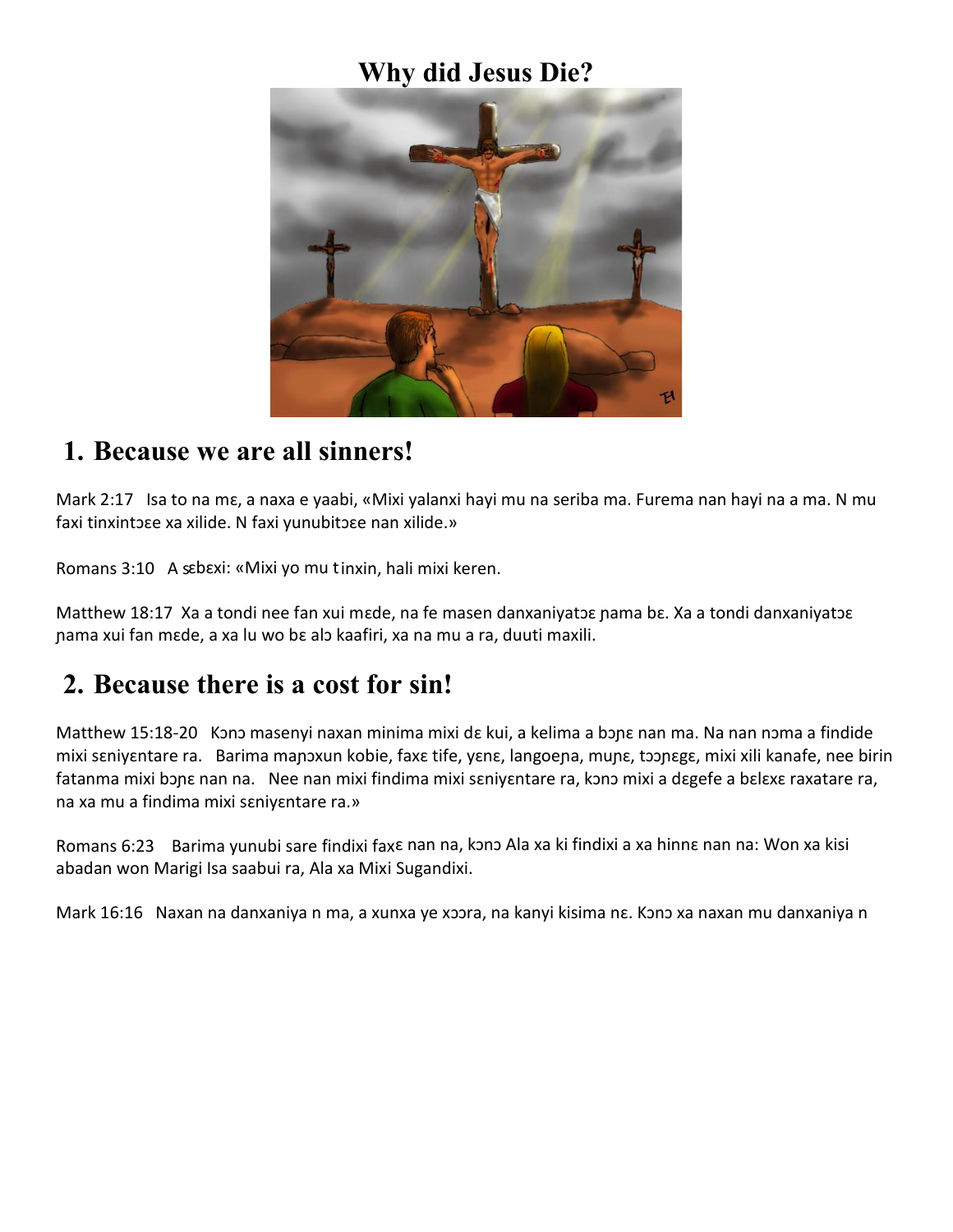# Why did Jesus Die?

## 1. Because we are all sinners!

Mark 2:17 Isa to na mɛ, a naxa e yaabi, «Mixi yalanxi hayi mu na seriba ma. Furema nan hayi na a ma. N mu faxi tinxintɔɛe xa xilide. N faxi yunubitɔɛe nan xilide.»

Romans 3:10 A sɛbɛxi: «Mixi yo mu tinxin, hali mixi keren.

Matthew 18:17 Xa a tondi nee fan xui mɛde, na fe masen danxaniyatɔɛ ɲama bɛ. Xa a tondi danxaniyatɔɛ ɲama xui fan mɛde, a xa lu wo bɛ alɔ kaafiri, xa na mu a ra, duuti maxili.

## 2. Because there is a cost for sin!

Matthew 15:18-20 Kɔnɔ masenyi naxan minima mixi dɛ kui, a kelima a bɔɲɛ nan ma. Na nan nɔma a findide mixi sɛniyɛntare ra. Barima maɲɔxun kobie, faxɛ tife, yɛnɛ, langoeɲa, muɲɛ, tɔɔɲɛgɛ, mixi xili kanafe, nee birin fatanma mixi bɔɲɛ nan na. Nee nan mixi findima mixi sɛniyɛntare ra, kɔnɔ mixi a dɛgefe a bɛlɛxɛ raxatare ra, na xa mu a findima mixi sɛniyɛntare ra.»

Romans 6:23 Barima yunubi sare findixi faxɛ nan na, kɔnɔ Ala xa ki findixi a xa hinnɛ nan na: Won xa kisi abadan won Marigi Isa saabui ra, Ala xa Mixi Sugandixi.

Mark 16:16 Naxan na danxaniya n ma, a xunxa ye xɔɔra, na kanyi kisima nɛ. Kɔnɔ xa naxan mu danxaniya n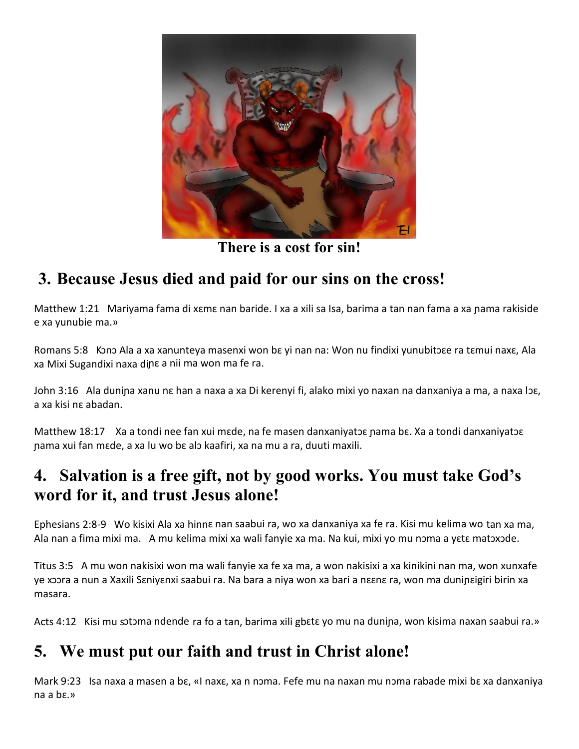**There is a cost for sin!**

## 3. Because Jesus died and paid for our sins on the cross!

Matthew 1:21 Mariyama fama di xɛmɛ nan baride. I xa a xili sa Isa, barima a tan nan fama a xa ɲama rakiside e xa yunubie ma.»

Romans 5:8 Kɔnɔ Ala a xa xanunteya masenxi won bɛ yi nan na: Won nu findixi yunubitɔɛe ra tɛmui naxɛ, Ala xa Mixi Sugandixi naxa diɲɛ a nii ma won ma fe ra.

John 3:16 Ala duniɲa xanu nɛ han a naxa a xa Di kerenyi fi, alako mixi yo naxan na danxaniya a ma, a naxa lɔɛ, a xa kisi nɛ abadan.

Matthew 18:17 Xa a tondi nee fan xui mɛde, na fe masen danxaniyatɔɛ ɲama bɛ. Xa a tondi danxaniyatɔɛ ɲama xui fan mɛde, a xa lu wo bɛ alɔ kaafiri, xa na mu a ra, duuti maxili.

## 4. Salvation is a free gift, not by good works. You must take God's word for it, and trust Jesus alone!

Ephesians 2:8-9 Wo kisixi Ala xa hinnɛ nan saabui ra, wo xa danxaniya xa fe ra. Kisi mu kelima wo tan xa ma, Ala nan a fima mixi ma. A mu kelima mixi xa wali fanyie xa ma. Na kui, mixi yo mu nɔma a yɛtɛ matɔxɔde.

Titus 3:5 A mu won nakisixi won ma wali fanyie xa fe xa ma, a won nakisixi a xa kinikini nan ma, won xunxafe ye xɔɔra a nun a Xaxili Sɛniyɛnxi saabui ra. Na bara a niya won xa bari a nɛɛnɛ ra, won ma duniɲɛigiri birin xa masara.

Acts 4:12 Kisi mu sɔtɔma ndende ra fo a tan, barima xili gbɛtɛ yo mu na duniɲa, won kisima naxan saabui ra.»

## 5. We must put our faith and trust in Christ alone!

Mark 9:23 Isa naxa a masen a bɛ, «I naxɛ, xa n nɔma. Fefe mu na naxan mu nɔma rabade mixi bɛ xa danxaniya na a bɛ.»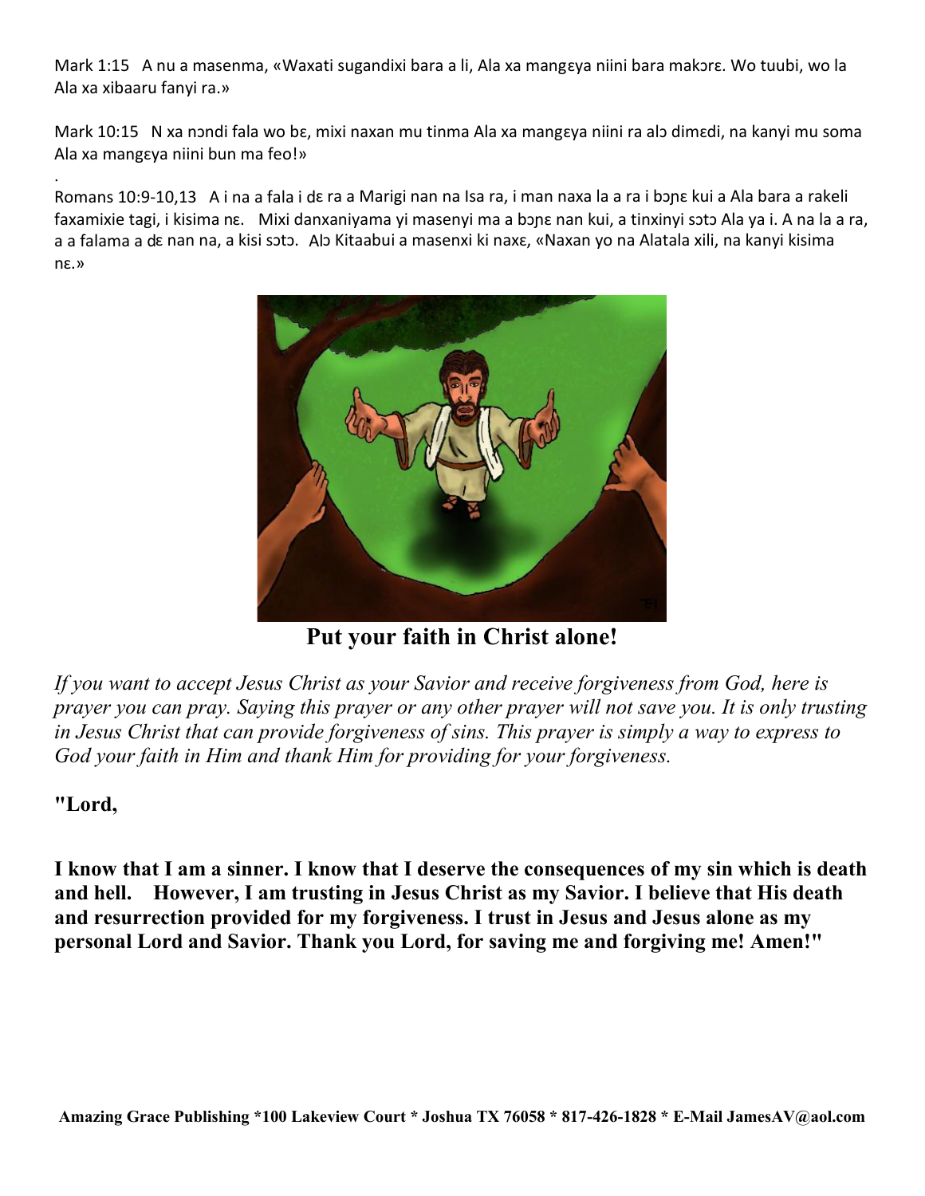Mark 1:15   A nu a masenma, «Waxati sugandixi bara a li, Ala xa mangɛya niini bara makɔrɛ. Wo tuubi, wo la Ala xa xibaaru fanyi ra.»

Mark 10:15   N xa nɔndi fala wo bɛ, mixi naxan mu tinma Ala xa mangɛya niini ra alɔ dimɛdi, na kanyi mu soma Ala xa mangɛya niini bun ma feo!»

.

Romans 10:9-10,13   A i na a fala i dɛ ra a Marigi nan na Isa ra, i man naxa la a ra i bɔɲɛ kui a Ala bara a rakeli faxamixie tagi, i kisima nɛ.   Mixi danxaniyama yi masenyi ma a bɔɲɛ nan kui, a tinxinyi sɔtɔ Ala ya i. A na la a ra, a a falama a dɛ nan na, a kisi sɔtɔ.   Alɔ Kitaabui a masenxi ki naxɛ, «Naxan yo na Alatala xili, na kanyi kisima nɛ.»

**Put your faith in Christ alone!**

*If you want to accept Jesus Christ as your Savior and receive forgiveness from God, here is prayer you can pray. Saying this prayer or any other prayer will not save you. It is only trusting in Jesus Christ that can provide forgiveness of sins. This prayer is simply a way to express to God your faith in Him and thank Him for providing for your forgiveness.*

**"Lord,**

**I know that I am a sinner. I know that I deserve the consequences of my sin which is death and hell.   However, I am trusting in Jesus Christ as my Savior. I believe that His death and resurrection provided for my forgiveness. I trust in Jesus and Jesus alone as my personal Lord and Savior. Thank you Lord, for saving me and forgiving me! Amen!"**

**Amazing Grace Publishing *100 Lakeview Court * Joshua TX 76058 * 817-426-1828 * E-Mail JamesAV@aol.com**